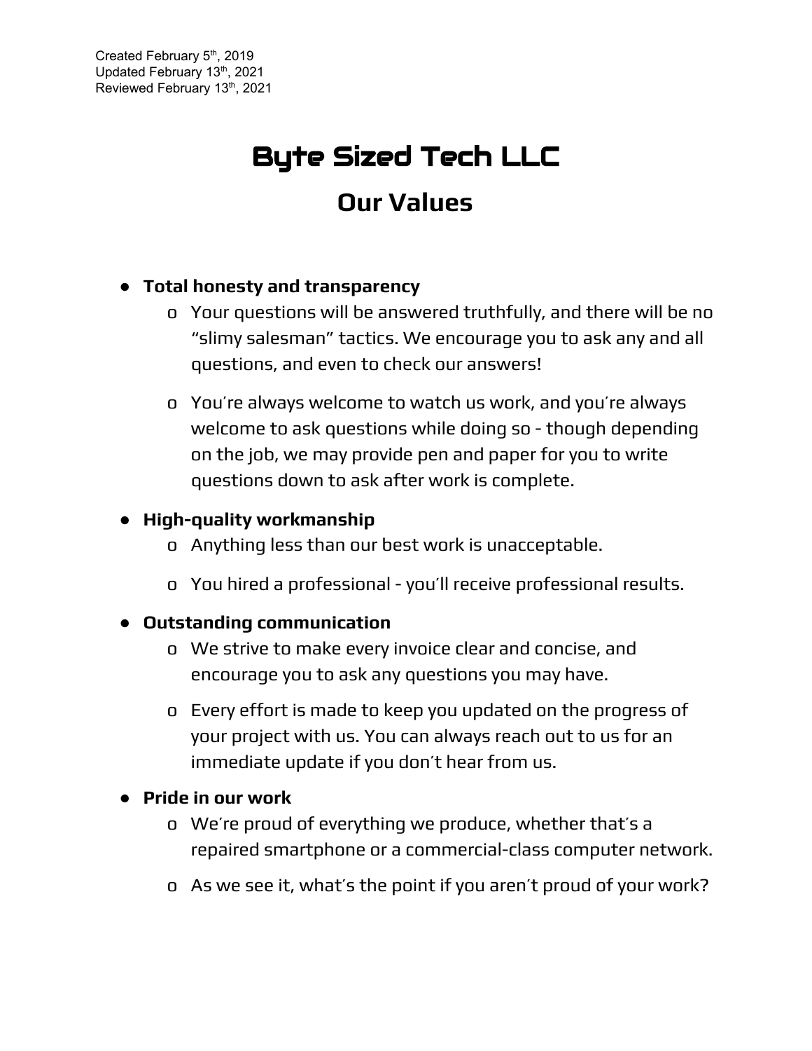Created February 5th, 2019
Updated February 13th, 2021
Reviewed February 13th, 2021

# Byte Sized Tech LLC

## Our Values

- **Total honesty and transparency**
  - Your questions will be answered truthfully, and there will be no "slimy salesman" tactics. We encourage you to ask any and all questions, and even to check our answers!
  - You're always welcome to watch us work, and you're always welcome to ask questions while doing so - though depending on the job, we may provide pen and paper for you to write questions down to ask after work is complete.
- **High-quality workmanship**
  - Anything less than our best work is unacceptable.
  - You hired a professional - you'll receive professional results.
- **Outstanding communication**
  - We strive to make every invoice clear and concise, and encourage you to ask any questions you may have.
  - Every effort is made to keep you updated on the progress of your project with us. You can always reach out to us for an immediate update if you don't hear from us.
- **Pride in our work**
  - We're proud of everything we produce, whether that's a repaired smartphone or a commercial-class computer network.
  - As we see it, what's the point if you aren't proud of your work?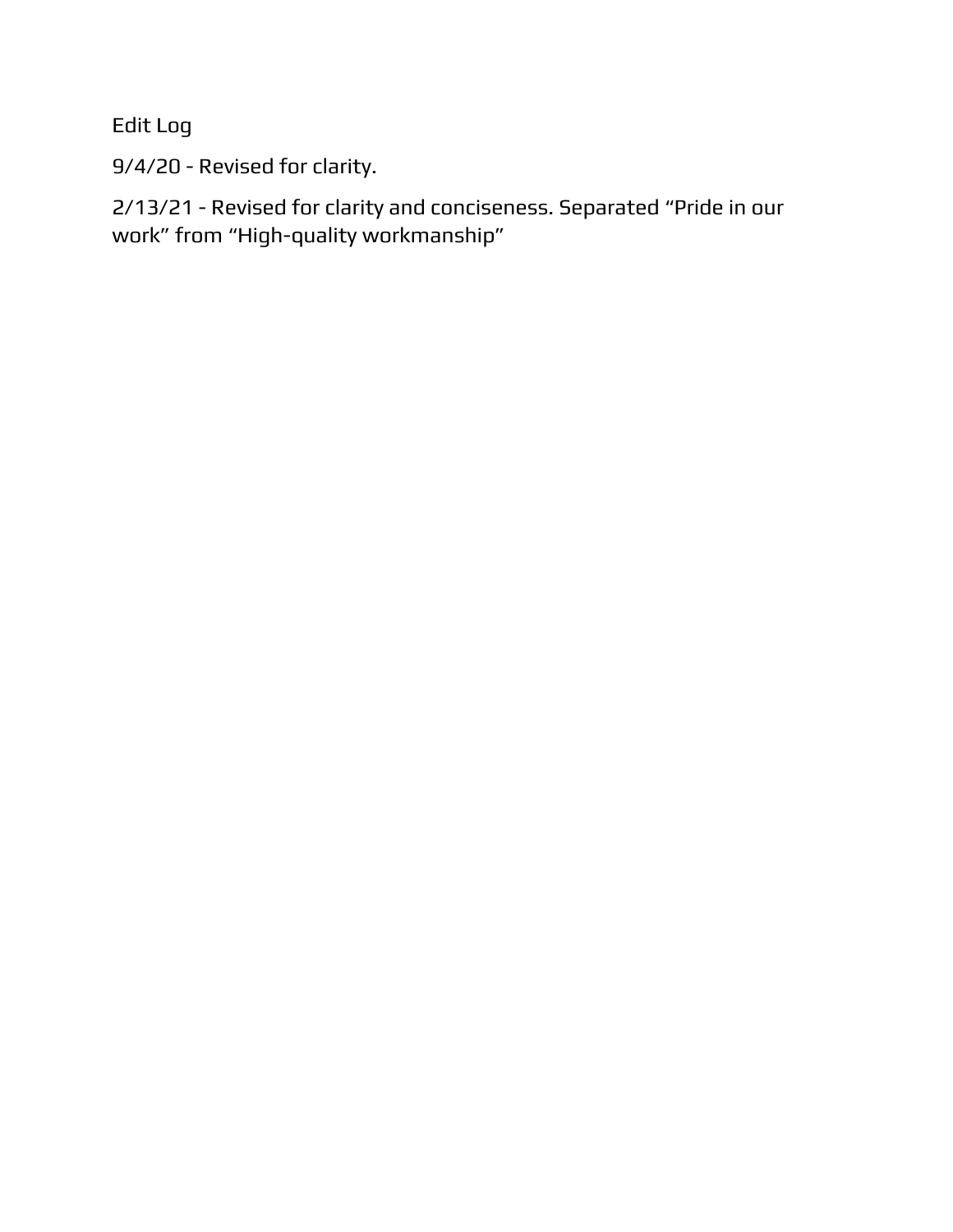Edit Log

9/4/20 - Revised for clarity.

2/13/21 - Revised for clarity and conciseness. Separated “Pride in our work” from “High-quality workmanship”